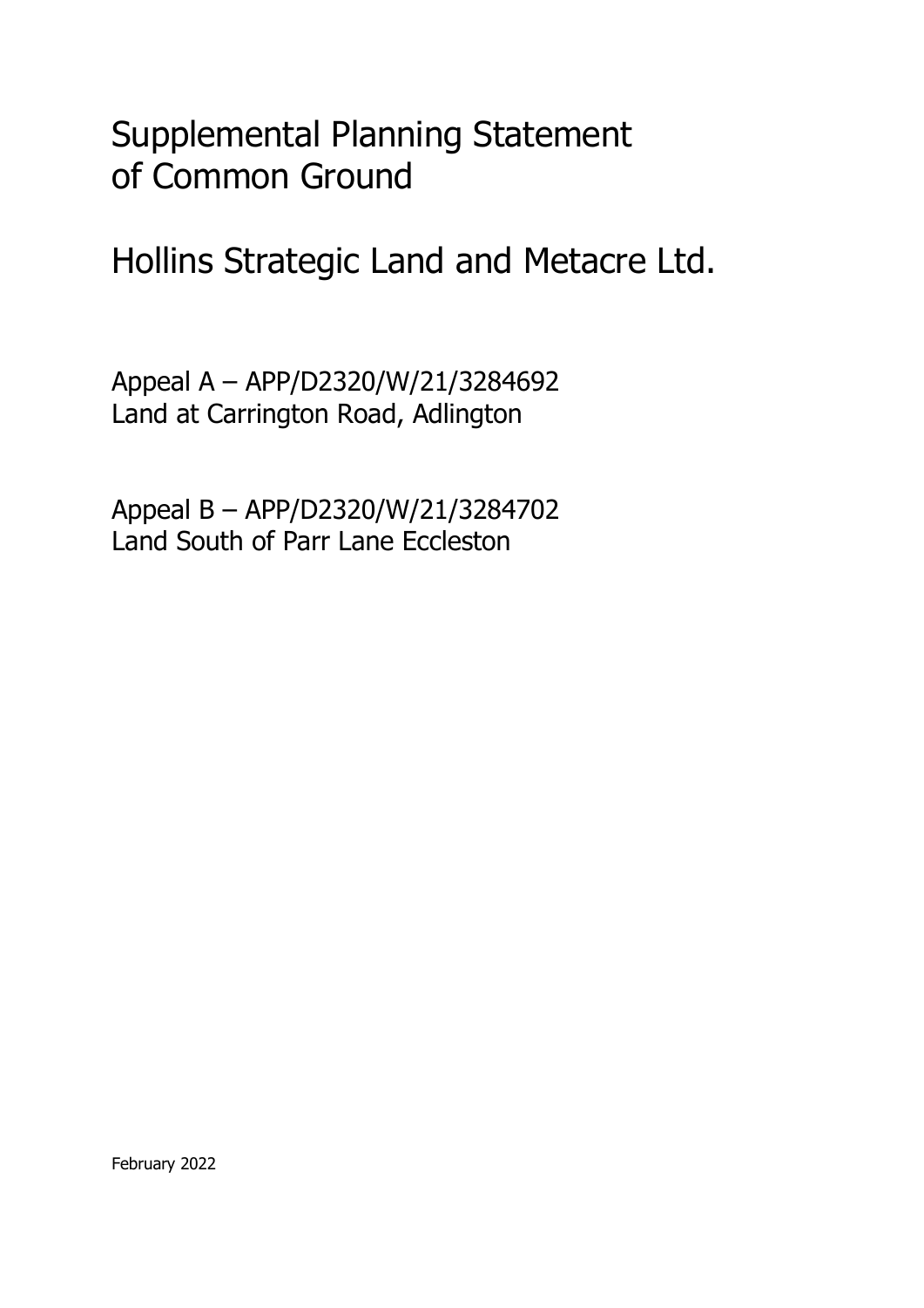# Supplemental Planning Statement of Common Ground

## Hollins Strategic Land and Metacre Ltd.

Appeal A – APP/D2320/W/21/3284692
Land at Carrington Road, Adlington

Appeal B – APP/D2320/W/21/3284702
Land South of Parr Lane Eccleston

February 2022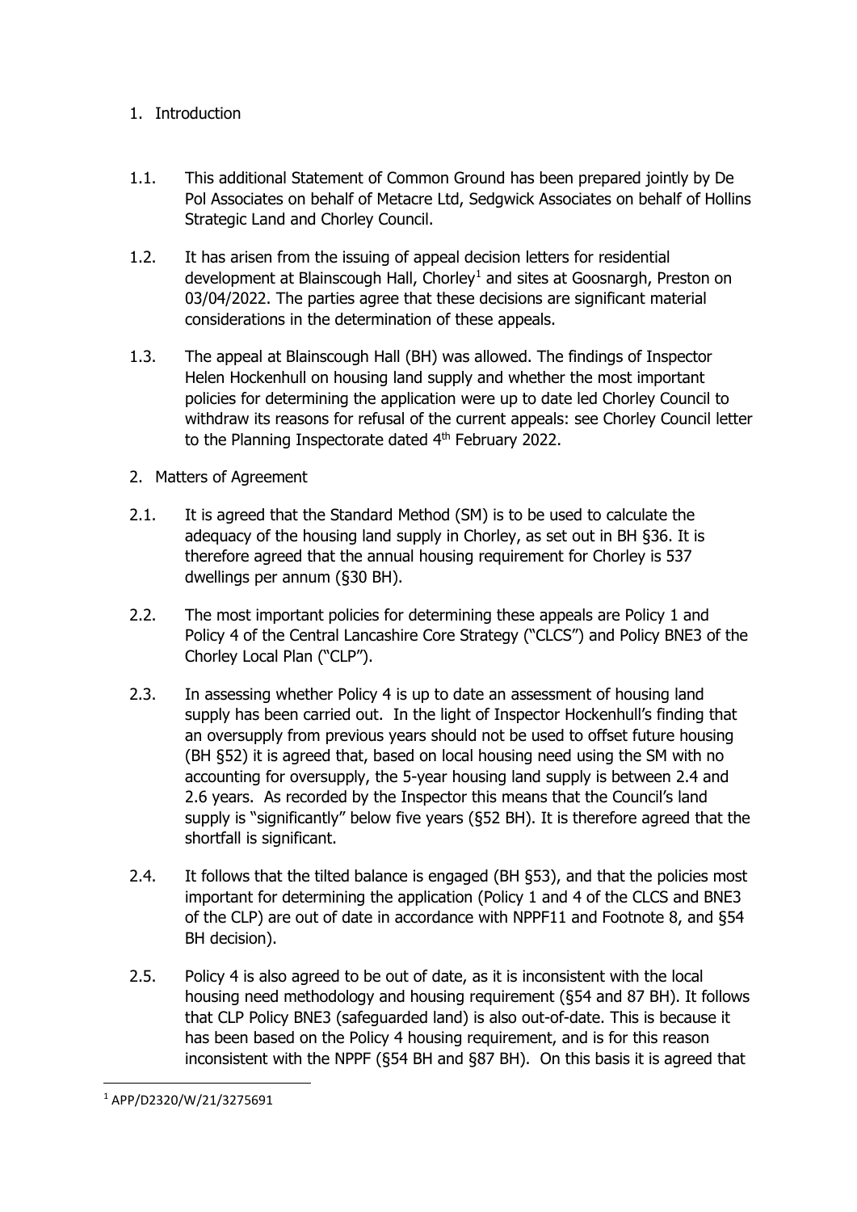1. Introduction

1.1. This additional Statement of Common Ground has been prepared jointly by De Pol Associates on behalf of Metacre Ltd, Sedgwick Associates on behalf of Hollins Strategic Land and Chorley Council.

1.2. It has arisen from the issuing of appeal decision letters for residential development at Blainscough Hall, Chorley[1] and sites at Goosnargh, Preston on 03/04/2022. The parties agree these decisions are significant material considerations in the determination of these appeals.

1.3. The appeal at Blainscough Hall (BH) was allowed. The findings of Inspector Helen Hockenhull on housing land supply and whether the most important policies for determining the application were up to date led Chorley Council to withdraw its reasons for refusal of the current appeals: see Chorley Council letter to the Planning Inspectorate dated 4th February 2022.

2. Matters of Agreement

2.1. It is agreed that the Standard Method (SM) is to be used to calculate the adequacy of the housing land supply in Chorley, as set out in BH §36. It is therefore agreed that the annual housing requirement for Chorley is 537 dwellings per annum (§30 BH).

2.2. The most important policies for determining these appeals are Policy 1 and Policy 4 of the Central Lancashire Core Strategy ("CLCS") and Policy BNE3 of the Chorley Local Plan ("CLP").

2.3. In assessing whether Policy 4 is up to date an assessment of housing land supply has been carried out. In the light of Inspector Hockenhull's finding that an oversupply from previous years should not be used to offset future housing (BH §52) it is agreed that, based on local housing need using the SM with no accounting for oversupply, the 5-year housing land supply is between 2.4 and 2.6 years. As recorded by the Inspector this means that the Council's land supply is "significantly" below five years (§52 BH). It is therefore agreed that the shortfall is significant.

2.4. It follows that the tilted balance is engaged (BH §53), and that the policies most important for determining the application (Policy 1 and 4 of the CLCS and BNE3 of the CLP) are out of date in accordance with NPPF11 and Footnote 8, and §54 BH decision).

2.5. Policy 4 is also agreed to be out of date, as it is inconsistent with the local housing need methodology and housing requirement (§54 and 87 BH). It follows that CLP Policy BNE3 (safeguarded land) is also out-of-date. This is because it has been based on the Policy 4 housing requirement, and is for this reason inconsistent with the NPPF (§54 BH and §87 BH). On this basis it is agreed that

[1] APP/D2320/W/21/3275691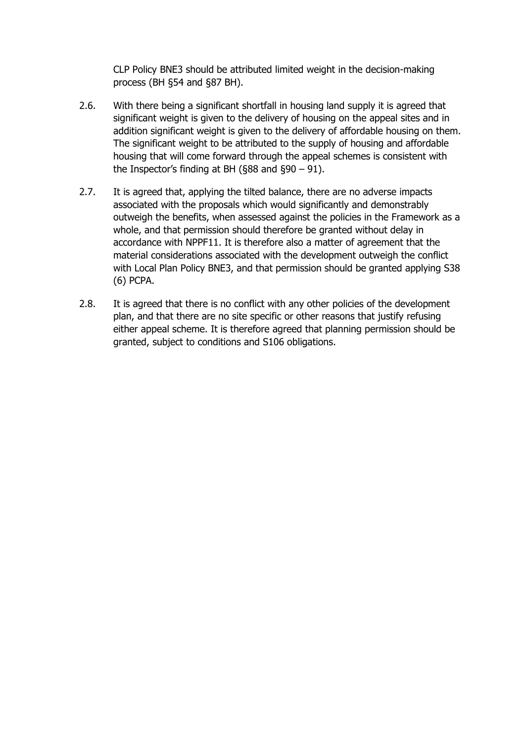CLP Policy BNE3 should be attributed limited weight in the decision-making process (BH §54 and §87 BH).

2.6. With there being a significant shortfall in housing land supply it is agreed that significant weight is given to the delivery of housing on the appeal sites and in addition significant weight is given to the delivery of affordable housing on them. The significant weight to be attributed to the supply of housing and affordable housing that will come forward through the appeal schemes is consistent with the Inspector's finding at BH (§88 and §90 – 91).

2.7. It is agreed that, applying the tilted balance, there are no adverse impacts associated with the proposals which would significantly and demonstrably outweigh the benefits, when assessed against the policies in the Framework as a whole, and that permission should therefore be granted without delay in accordance with NPPF11. It is therefore also a matter of agreement that the material considerations associated with the development outweigh the conflict with Local Plan Policy BNE3, and that permission should be granted applying S38 (6) PCPA.

2.8. It is agreed that there is no conflict with any other policies of the development plan, and that there are no site specific or other reasons that justify refusing either appeal scheme. It is therefore agreed that planning permission should be granted, subject to conditions and S106 obligations.